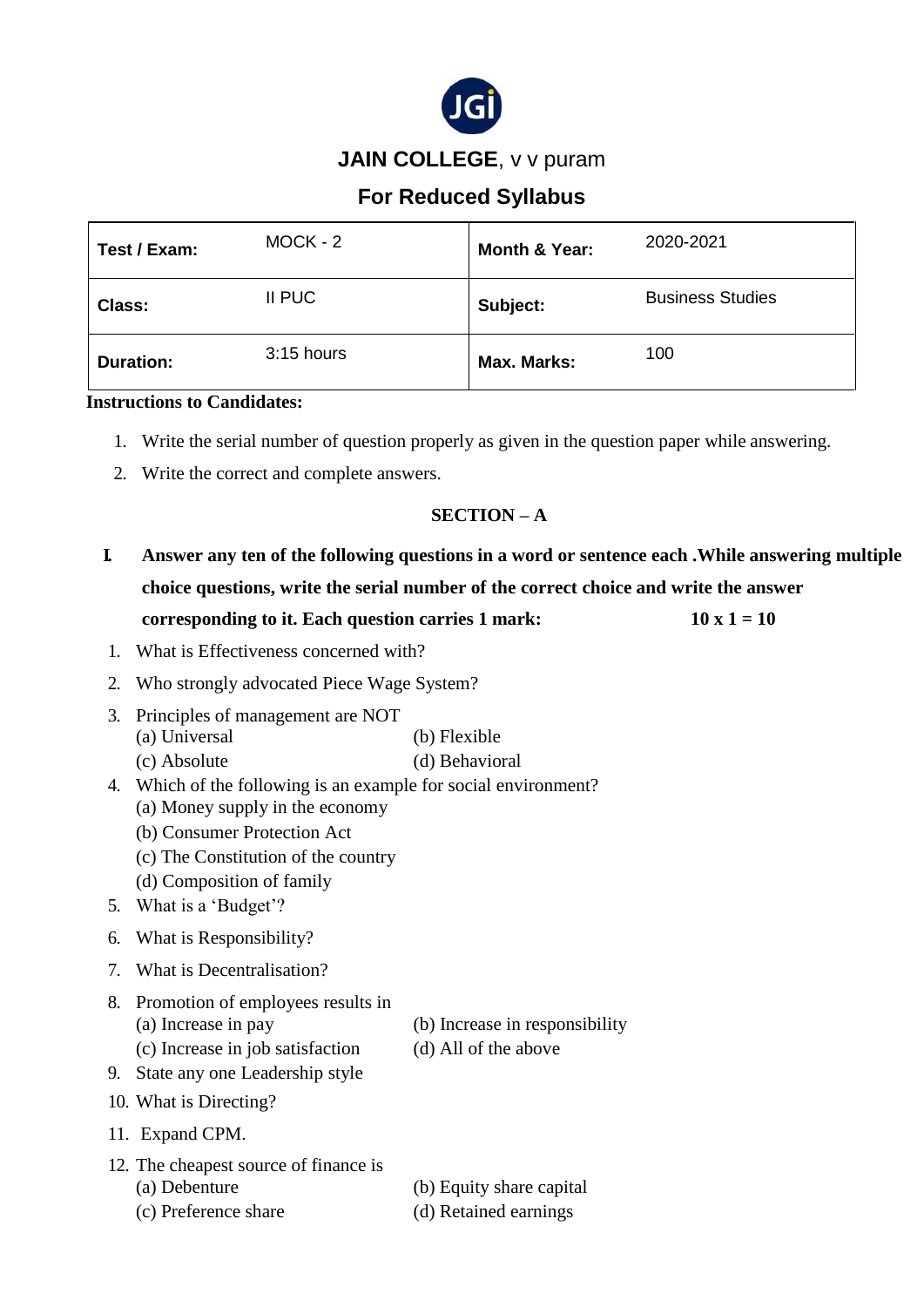# JAIN COLLEGE, v v puram

## For Reduced Syllabus

| | | | |
|---|---|---|---|
| **Test / Exam:** | MOCK - 2 | **Month & Year:** | 2020-2021 |
| **Class:** | II PUC | **Subject:** | Business Studies |
| **Duration:** | 3:15 hours | **Max. Marks:** | 100 |

**Instructions to Candidates:**

1. Write the serial number of question properly as given in the question paper while answering.
2. Write the correct and complete answers.

### SECTION – A

**I. Answer any ten of the following questions in a word or sentence each .While answering multiple choice questions, write the serial number of the correct choice and write the answer corresponding to it. Each question carries 1 mark: 10 x 1 = 10**

1. What is Effectiveness concerned with?
2. Who strongly advocated Piece Wage System?
3. Principles of management are NOT
   (a) Universal (b) Flexible
   (c) Absolute (d) Behavioral
4. Which of the following is an example for social environment?
   (a) Money supply in the economy
   (b) Consumer Protection Act
   (c) The Constitution of the country
   (d) Composition of family
5. What is a 'Budget'?
6. What is Responsibility?
7. What is Decentralisation?
8. Promotion of employees results in
   (a) Increase in pay (b) Increase in responsibility
   (c) Increase in job satisfaction (d) All of the above
9. State any one Leadership style
10. What is Directing?
11. Expand CPM.
12. The cheapest source of finance is
    (a) Debenture (b) Equity share capital
    (c) Preference share (d) Retained earnings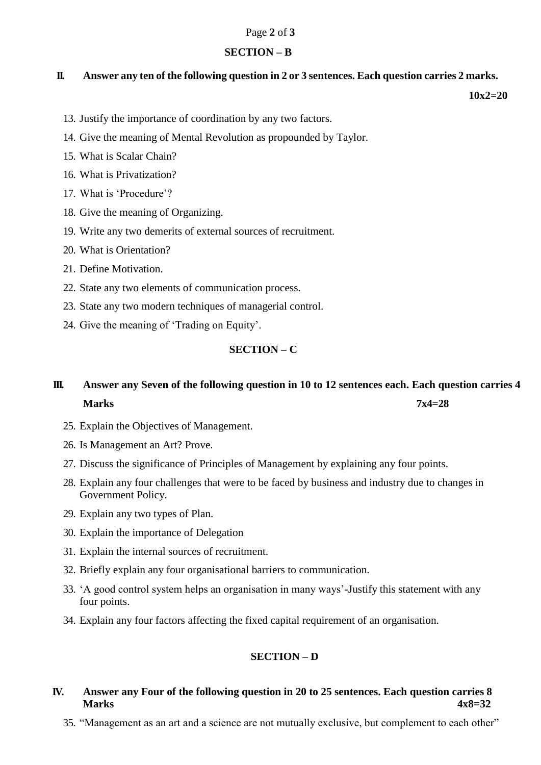## SECTION – B

**II. Answer any ten of the following question in 2 or 3 sentences. Each question carries 2 marks.**

**10x2=20**

13. Justify the importance of coordination by any two factors.
14. Give the meaning of Mental Revolution as propounded by Taylor.
15. What is Scalar Chain?
16. What is Privatization?
17. What is ‘Procedure’?
18. Give the meaning of Organizing.
19. Write any two demerits of external sources of recruitment.
20. What is Orientation?
21. Define Motivation.
22. State any two elements of communication process.
23. State any two modern techniques of managerial control.
24. Give the meaning of ‘Trading on Equity’.

## SECTION – C

**III. Answer any Seven of the following question in 10 to 12 sentences each. Each question carries 4 Marks** **7x4=28**

25. Explain the Objectives of Management.
26. Is Management an Art? Prove.
27. Discuss the significance of Principles of Management by explaining any four points.
28. Explain any four challenges that were to be faced by business and industry due to changes in Government Policy.
29. Explain any two types of Plan.
30. Explain the importance of Delegation
31. Explain the internal sources of recruitment.
32. Briefly explain any four organisational barriers to communication.
33. ‘A good control system helps an organisation in many ways’-Justify this statement with any four points.
34. Explain any four factors affecting the fixed capital requirement of an organisation.

## SECTION – D

**IV. Answer any Four of the following question in 20 to 25 sentences. Each question carries 8 Marks** **4x8=32**

35. “Management as an art and a science are not mutually exclusive, but complement to each other”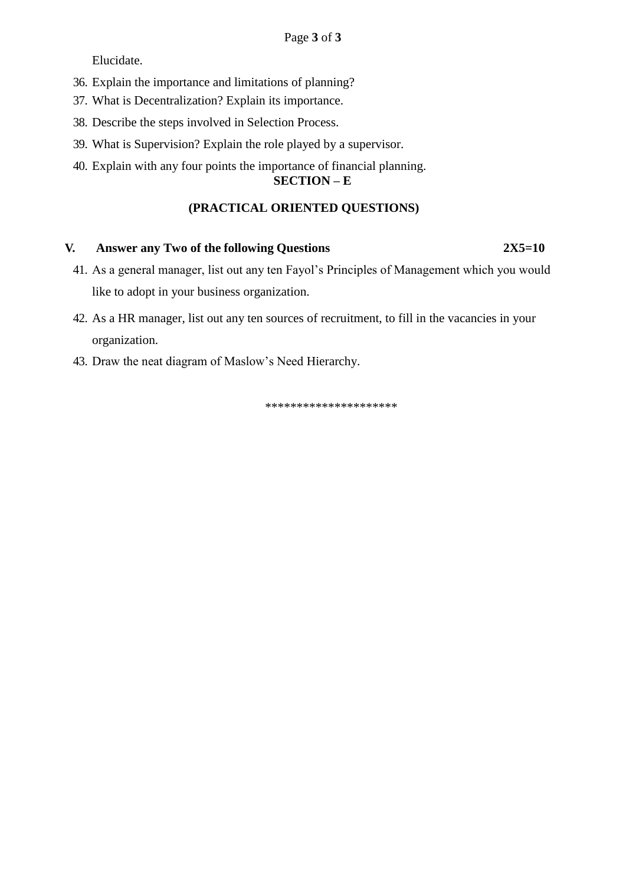Elucidate.

36. Explain the importance and limitations of planning?
37. What is Decentralization? Explain its importance.
38. Describe the steps involved in Selection Process.
39. What is Supervision? Explain the role played by a supervisor.
40. Explain with any four points the importance of financial planning.

## SECTION – E

## (PRACTICAL ORIENTED QUESTIONS)

**V. Answer any Two of the following Questions** **2X5=10**

41. As a general manager, list out any ten Fayol's Principles of Management which you would like to adopt in your business organization.
42. As a HR manager, list out any ten sources of recruitment, to fill in the vacancies in your organization.
43. Draw the neat diagram of Maslow's Need Hierarchy.

********************